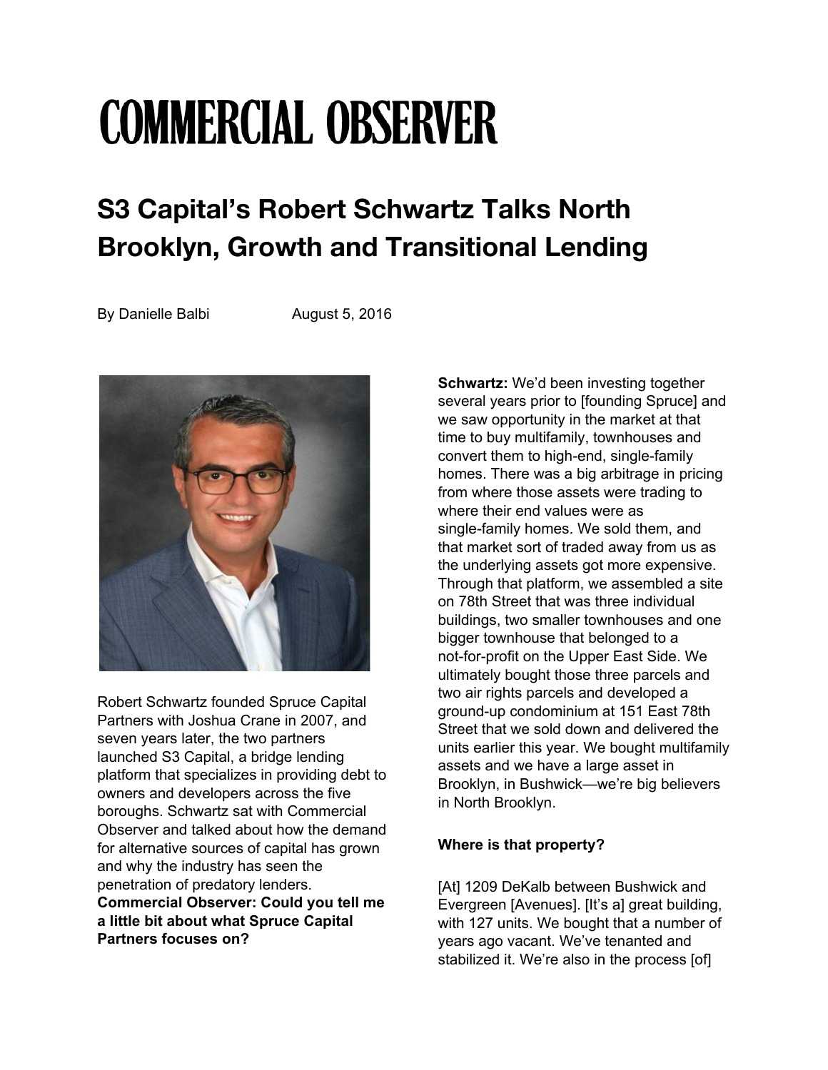# COMMERCIAL OBSERVER

## S3 Capital's Robert Schwartz Talks North Brooklyn, Growth and Transitional Lending

By Danielle Balbi August 5, 2016

Robert Schwartz founded Spruce Capital Partners with Joshua Crane in 2007, and seven years later, the two partners launched S3 Capital, a bridge lending platform that specializes in providing debt to owners and developers across the five boroughs. Schwartz sat with Commercial Observer and talked about how the demand for alternative sources of capital has grown and why the industry has seen the penetration of predatory lenders.

**Commercial Observer: Could you tell me a little bit about what Spruce Capital Partners focuses on?**

**Schwartz:** We'd been investing together several years prior to [founding Spruce] and we saw opportunity in the market at that time to buy multifamily, townhouses and convert them to high-end, single-family homes. There was a big arbitrage in pricing from where those assets were trading to where their end values were as single-family homes. We sold them, and that market sort of traded away from us as the underlying assets got more expensive. Through that platform, we assembled a site on 78th Street that was three individual buildings, two smaller townhouses and one bigger townhouse that belonged to a not-for-profit on the Upper East Side. We ultimately bought those three parcels and two air rights parcels and developed a ground-up condominium at 151 East 78th Street that we sold down and delivered the units earlier this year. We bought multifamily assets and we have a large asset in Brooklyn, in Bushwick—we're big believers in North Brooklyn.

**Where is that property?**

[At] 1209 DeKalb between Bushwick and Evergreen [Avenues]. [It's a] great building, with 127 units. We bought that a number of years ago vacant. We've tenanted and stabilized it. We're also in the process [of]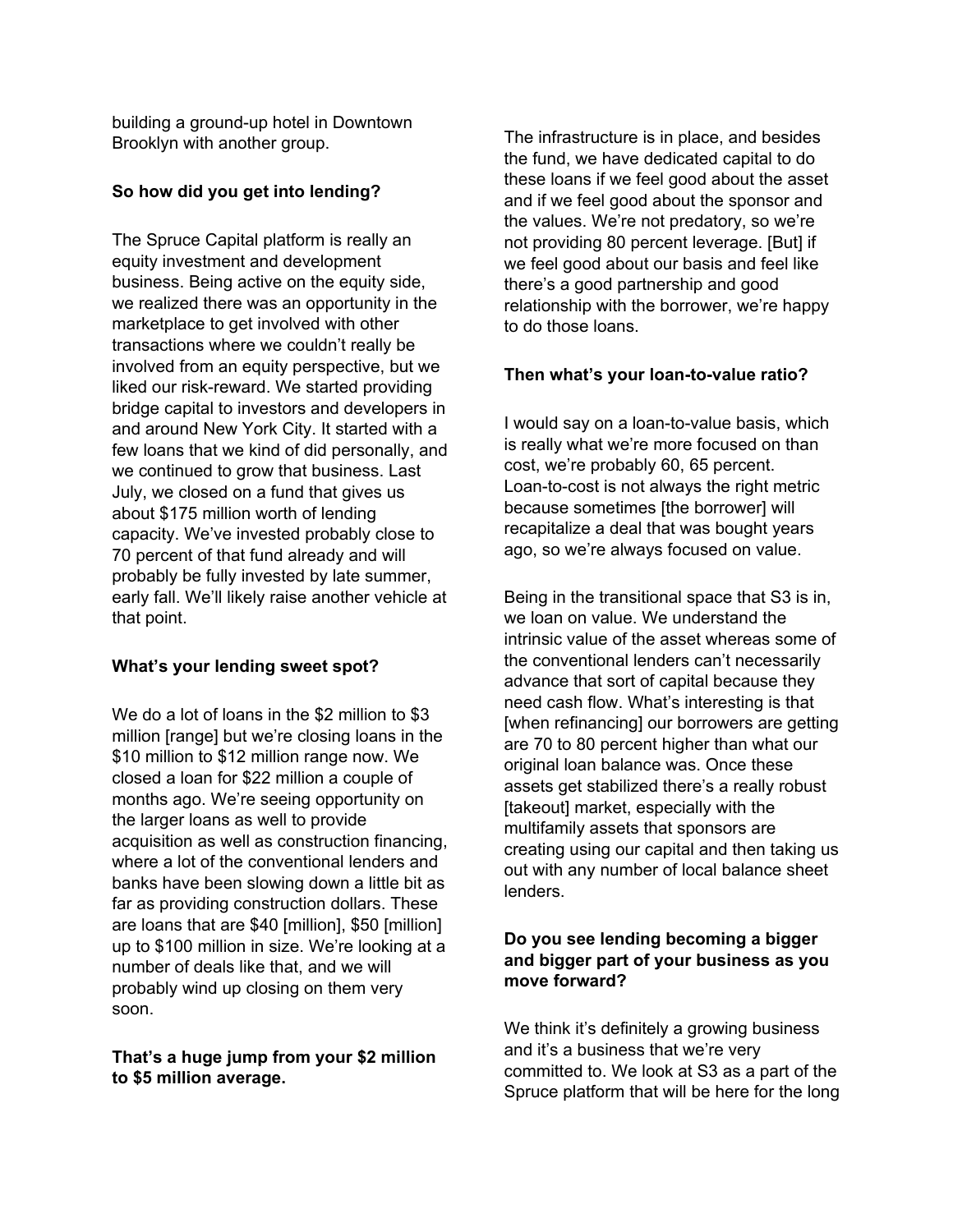building a ground-up hotel in Downtown Brooklyn with another group.

**So how did you get into lending?**

The Spruce Capital platform is really an equity investment and development business. Being active on the equity side, we realized there was an opportunity in the marketplace to get involved with other transactions where we couldn't really be involved from an equity perspective, but we liked our risk-reward. We started providing bridge capital to investors and developers in and around New York City. It started with a few loans that we kind of did personally, and we continued to grow that business. Last July, we closed on a fund that gives us about $175 million worth of lending capacity. We've invested probably close to 70 percent of that fund already and will probably be fully invested by late summer, early fall. We'll likely raise another vehicle at that point.

**What's your lending sweet spot?**

We do a lot of loans in the $2 million to $3 million [range] but we're closing loans in the $10 million to $12 million range now. We closed a loan for $22 million a couple of months ago. We're seeing opportunity on the larger loans as well to provide acquisition as well as construction financing, where a lot of the conventional lenders and banks have been slowing down a little bit as far as providing construction dollars. These are loans that are $40 [million], $50 [million] up to $100 million in size. We're looking at a number of deals like that, and we will probably wind up closing on them very soon.

**That's a huge jump from your $2 million to $5 million average.**

The infrastructure is in place, and besides the fund, we have dedicated capital to do these loans if we feel good about the asset and if we feel good about the sponsor and the values. We're not predatory, so we're not providing 80 percent leverage. [But] if we feel good about our basis and feel like there's a good partnership and good relationship with the borrower, we're happy to do those loans.

**Then what's your loan-to-value ratio?**

I would say on a loan-to-value basis, which is really what we're more focused on than cost, we're probably 60, 65 percent. Loan-to-cost is not always the right metric because sometimes [the borrower] will recapitalize a deal that was bought years ago, so we're always focused on value.

Being in the transitional space that S3 is in, we loan on value. We understand the intrinsic value of the asset whereas some of the conventional lenders can't necessarily advance that sort of capital because they need cash flow. What's interesting is that [when refinancing] our borrowers are getting are 70 to 80 percent higher than what our original loan balance was. Once these assets get stabilized there's a really robust [takeout] market, especially with the multifamily assets that sponsors are creating using our capital and then taking us out with any number of local balance sheet lenders.

**Do you see lending becoming a bigger and bigger part of your business as you move forward?**

We think it's definitely a growing business and it's a business that we're very committed to. We look at S3 as a part of the Spruce platform that will be here for the long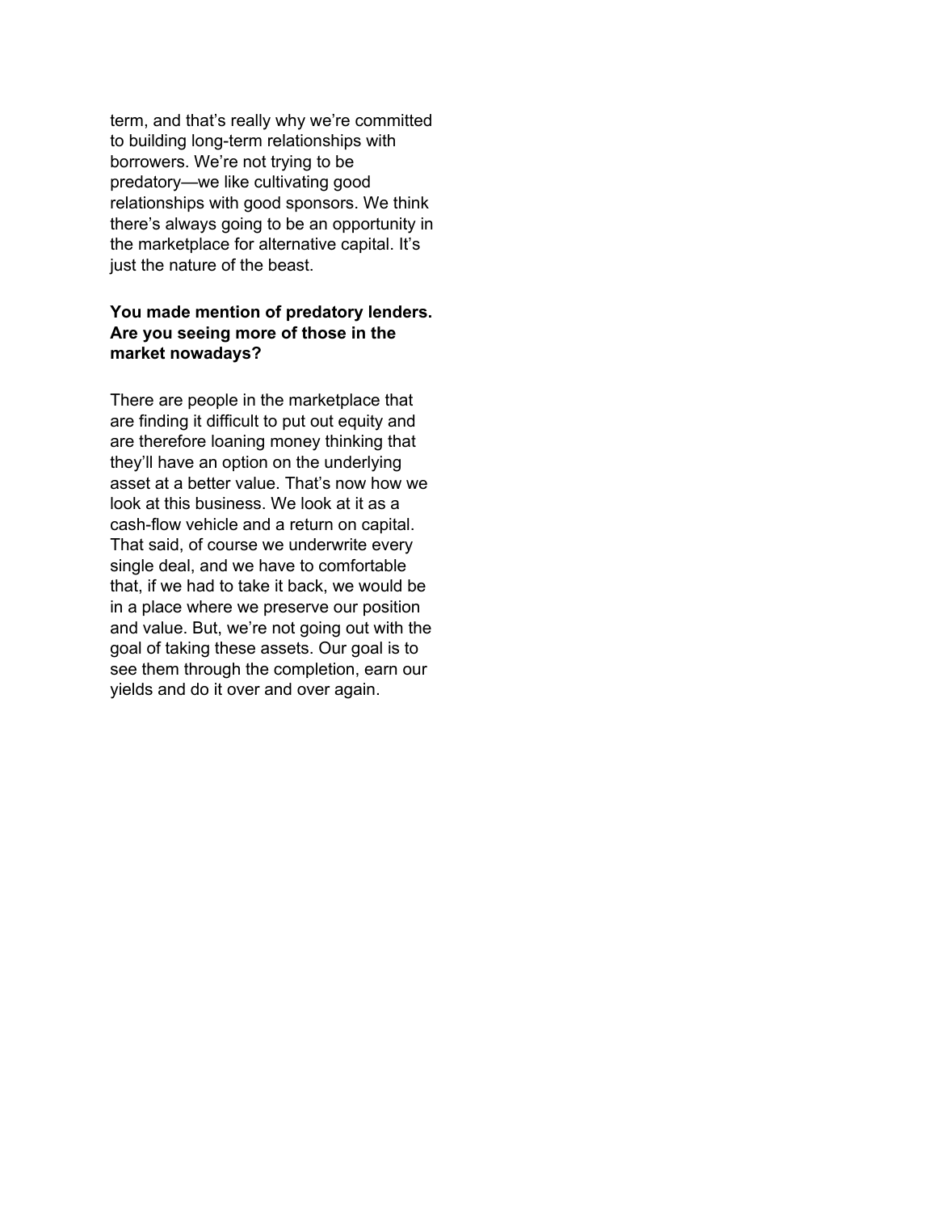term, and that's really why we're committed to building long-term relationships with borrowers. We're not trying to be predatory—we like cultivating good relationships with good sponsors. We think there's always going to be an opportunity in the marketplace for alternative capital. It's just the nature of the beast.

**You made mention of predatory lenders. Are you seeing more of those in the market nowadays?**

There are people in the marketplace that are finding it difficult to put out equity and are therefore loaning money thinking that they'll have an option on the underlying asset at a better value. That's now how we look at this business. We look at it as a cash-flow vehicle and a return on capital. That said, of course we underwrite every single deal, and we have to comfortable that, if we had to take it back, we would be in a place where we preserve our position and value. But, we're not going out with the goal of taking these assets. Our goal is to see them through the completion, earn our yields and do it over and over again.